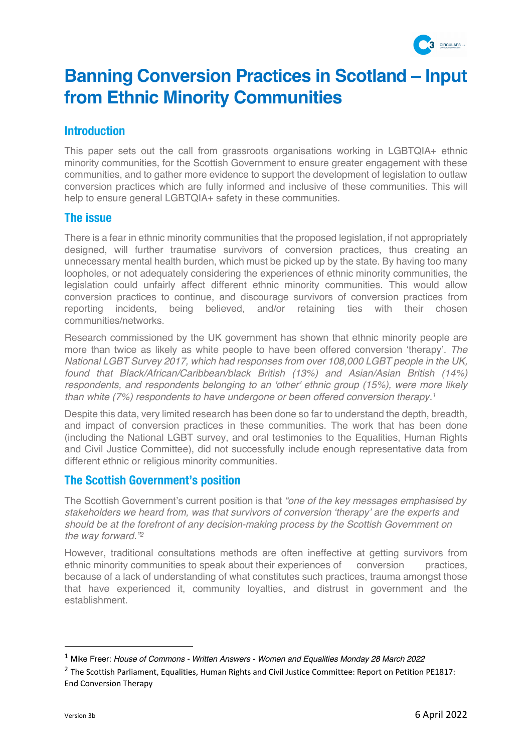# Banning Conversion Practices in Scotland – Input from Ethnic Minority Communities

## Introduction

This paper sets out the call from grassroots organisations working in LGBTQIA+ ethnic minority communities, for the Scottish Government to ensure greater engagement with these communities, and to gather more evidence to support the development of legislation to outlaw conversion practices which are fully informed and inclusive of these communities. This will help to ensure general LGBTQIA+ safety in these communities.

## The issue

There is a fear in ethnic minority communities that the proposed legislation, if not appropriately designed, will further traumatise survivors of conversion practices, thus creating an unnecessary mental health burden, which must be picked up by the state. By having too many loopholes, or not adequately considering the experiences of ethnic minority communities, the legislation could unfairly affect different ethnic minority communities. This would allow conversion practices to continue, and discourage survivors of conversion practices from reporting incidents, being believed, and/or retaining ties with their chosen communities/networks.

Research commissioned by the UK government has shown that ethnic minority people are more than twice as likely as white people to have been offered conversion 'therapy'. *The National LGBT Survey 2017, which had responses from over 108,000 LGBT people in the UK, found that Black/African/Caribbean/black British (13%) and Asian/Asian British (14%) respondents, and respondents belonging to an 'other' ethnic group (15%), were more likely than white (7%) respondents to have undergone or been offered conversion therapy.*[1]

Despite this data, very limited research has been done so far to understand the depth, breadth, and impact of conversion practices in these communities. The work that has been done (including the National LGBT survey, and oral testimonies to the Equalities, Human Rights and Civil Justice Committee), did not successfully include enough representative data from different ethnic or religious minority communities.

## The Scottish Government's position

The Scottish Government's current position is that *"one of the key messages emphasised by stakeholders we heard from, was that survivors of conversion 'therapy' are the experts and should be at the forefront of any decision-making process by the Scottish Government on the way forward."*[2]

However, traditional consultations methods are often ineffective at getting survivors from ethnic minority communities to speak about their experiences of conversion practices, because of a lack of understanding of what constitutes such practices, trauma amongst those that have experienced it, community loyalties, and distrust in government and the establishment.

---

[1] Mike Freer: *House of Commons - Written Answers - Women and Equalities Monday 28 March 2022*

[2] The Scottish Parliament, Equalities, Human Rights and Civil Justice Committee: Report on Petition PE1817: End Conversion Therapy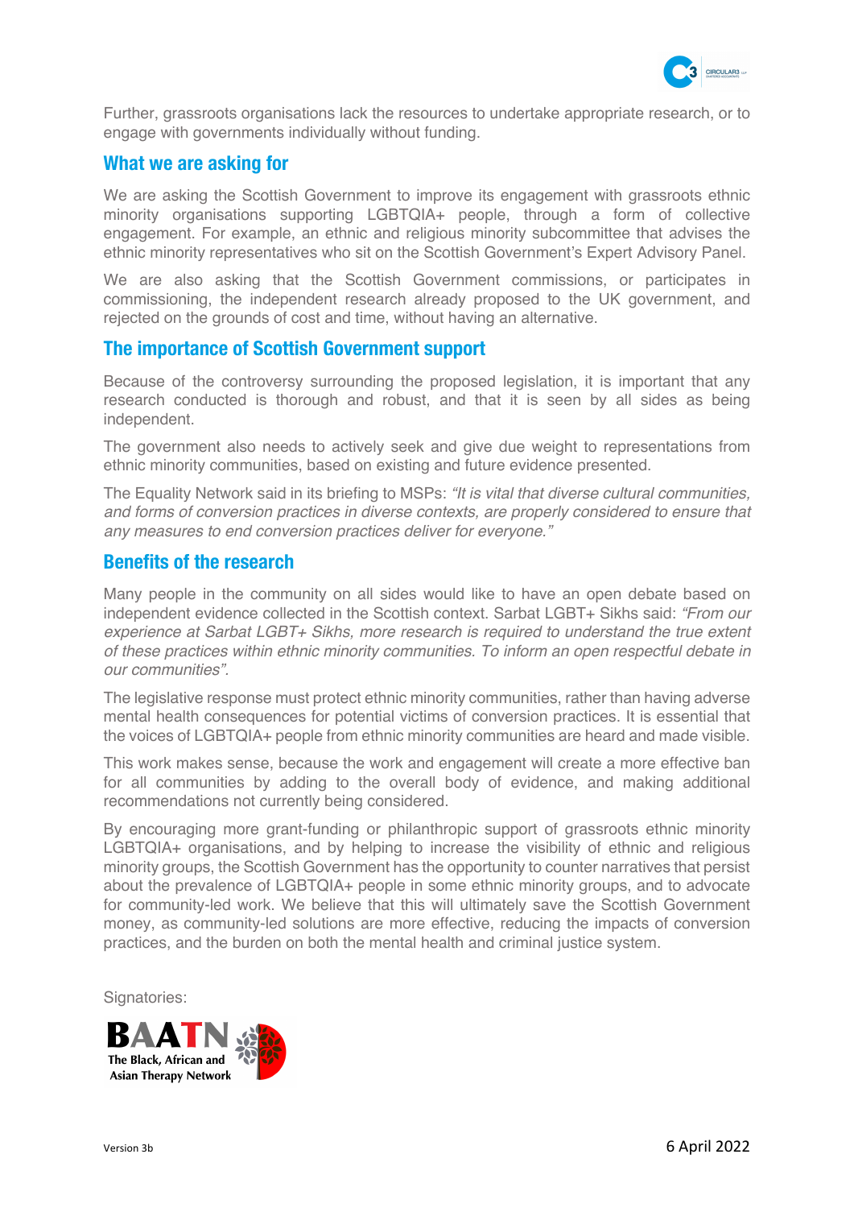Further, grassroots organisations lack the resources to undertake appropriate research, or to engage with governments individually without funding.

## What we are asking for

We are asking the Scottish Government to improve its engagement with grassroots ethnic minority organisations supporting LGBTQIA+ people, through a form of collective engagement. For example, an ethnic and religious minority subcommittee that advises the ethnic minority representatives who sit on the Scottish Government's Expert Advisory Panel.

We are also asking that the Scottish Government commissions, or participates in commissioning, the independent research already proposed to the UK government, and rejected on the grounds of cost and time, without having an alternative.

## The importance of Scottish Government support

Because of the controversy surrounding the proposed legislation, it is important that any research conducted is thorough and robust, and that it is seen by all sides as being independent.

The government also needs to actively seek and give due weight to representations from ethnic minority communities, based on existing and future evidence presented.

The Equality Network said in its briefing to MSPs: *"It is vital that diverse cultural communities, and forms of conversion practices in diverse contexts, are properly considered to ensure that any measures to end conversion practices deliver for everyone."*

## Benefits of the research

Many people in the community on all sides would like to have an open debate based on independent evidence collected in the Scottish context. Sarbat LGBT+ Sikhs said: *"From our experience at Sarbat LGBT+ Sikhs, more research is required to understand the true extent of these practices within ethnic minority communities. To inform an open respectful debate in our communities".*

The legislative response must protect ethnic minority communities, rather than having adverse mental health consequences for potential victims of conversion practices. It is essential that the voices of LGBTQIA+ people from ethnic minority communities are heard and made visible.

This work makes sense, because the work and engagement will create a more effective ban for all communities by adding to the overall body of evidence, and making additional recommendations not currently being considered.

By encouraging more grant-funding or philanthropic support of grassroots ethnic minority LGBTQIA+ organisations, and by helping to increase the visibility of ethnic and religious minority groups, the Scottish Government has the opportunity to counter narratives that persist about the prevalence of LGBTQIA+ people in some ethnic minority groups, and to advocate for community-led work. We believe that this will ultimately save the Scottish Government money, as community-led solutions are more effective, reducing the impacts of conversion practices, and the burden on both the mental health and criminal justice system.

Signatories:

BAATN The Black, African and Asian Therapy Network

Version 3b

6 April 2022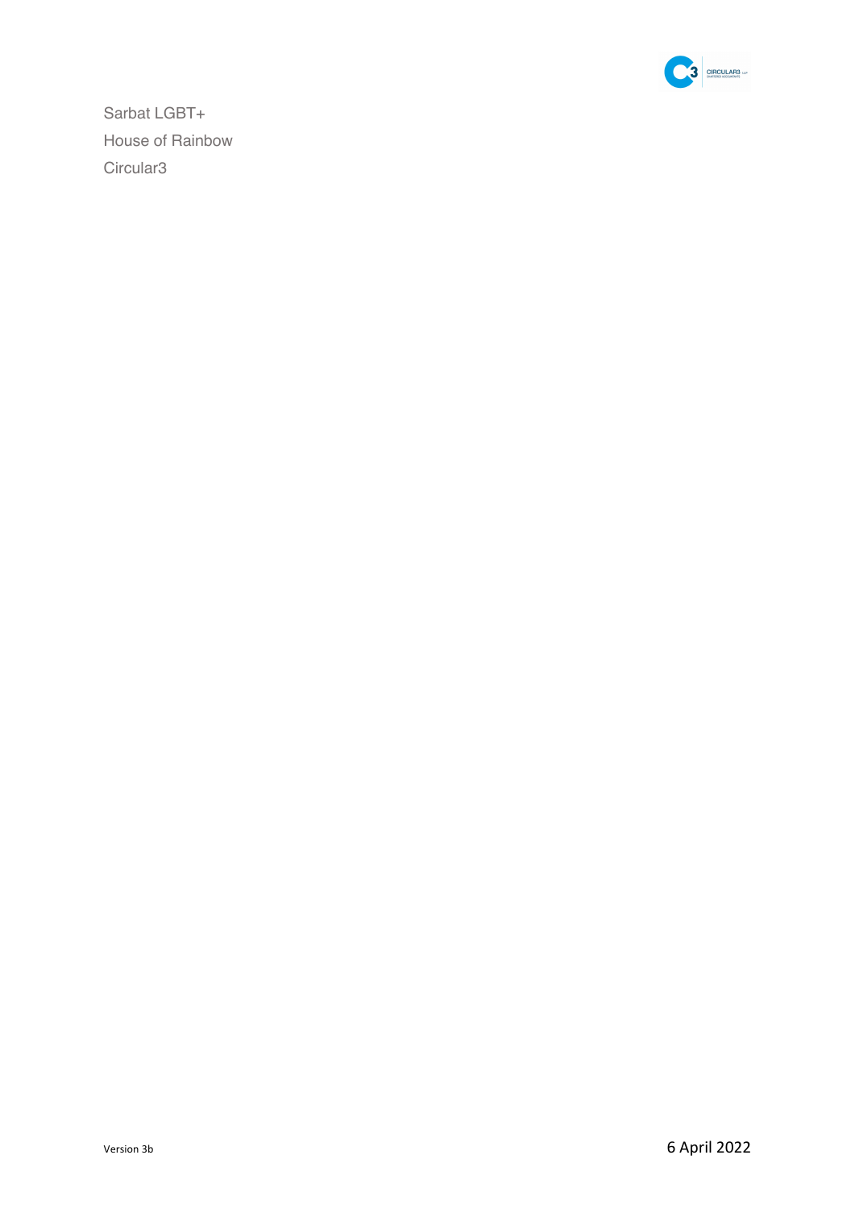Sarbat LGBT+

House of Rainbow

Circular3

Version 3b

6 April 2022